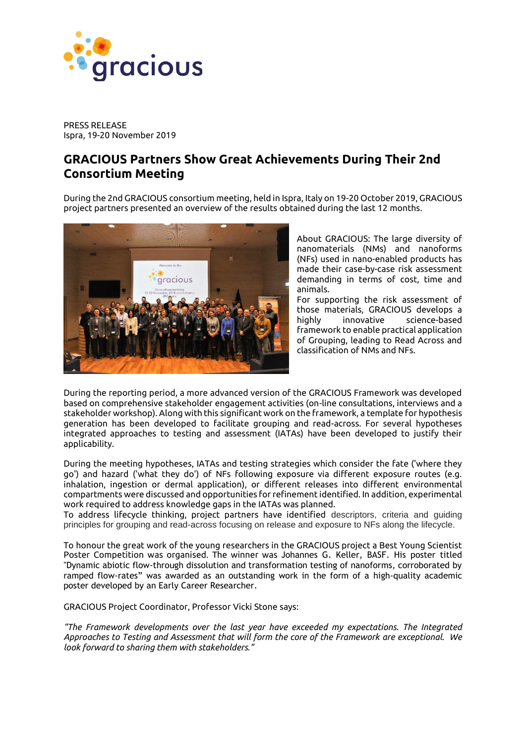PRESS RELEASE
Ispra, 19-20 November 2019

# GRACIOUS Partners Show Great Achievements During Their 2nd Consortium Meeting

During the 2nd GRACIOUS consortium meeting, held in Ispra, Italy on 19-20 October 2019, GRACIOUS project partners presented an overview of the results obtained during the last 12 months.

About GRACIOUS: The large diversity of nanomaterials (NMs) and nanoforms (NFs) used in nano-enabled products has made their case-by-case risk assessment demanding in terms of cost, time and animals.
For supporting the risk assessment of those materials, GRACIOUS develops a highly innovative science-based framework to enable practical application of Grouping, leading to Read Across and classification of NMs and NFs.

During the reporting period, a more advanced version of the GRACIOUS Framework was developed based on comprehensive stakeholder engagement activities (on-line consultations, interviews and a stakeholder workshop). Along with this significant work on the framework, a template for hypothesis generation has been developed to facilitate grouping and read-across. For several hypotheses integrated approaches to testing and assessment (IATAs) have been developed to justify their applicability.

During the meeting hypotheses, IATAs and testing strategies which consider the fate ('where they go') and hazard ('what they do') of NFs following exposure via different exposure routes (e.g. inhalation, ingestion or dermal application), or different releases into different environmental compartments were discussed and opportunities for refinement identified. In addition, experimental work required to address knowledge gaps in the IATAs was planned.
To address lifecycle thinking, project partners have identified descriptors, criteria and guiding principles for grouping and read-across focusing on release and exposure to NFs along the lifecycle.

To honour the great work of the young researchers in the GRACIOUS project a Best Young Scientist Poster Competition was organised. The winner was Johannes G. Keller, BASF. His poster titled "Dynamic abiotic flow-through dissolution and transformation testing of nanoforms, corroborated by ramped flow-rates" was awarded as an outstanding work in the form of a high-quality academic poster developed by an Early Career Researcher.

GRACIOUS Project Coordinator, Professor Vicki Stone says:

*"The Framework developments over the last year have exceeded my expectations. The Integrated Approaches to Testing and Assessment that will form the core of the Framework are exceptional. We look forward to sharing them with stakeholders."*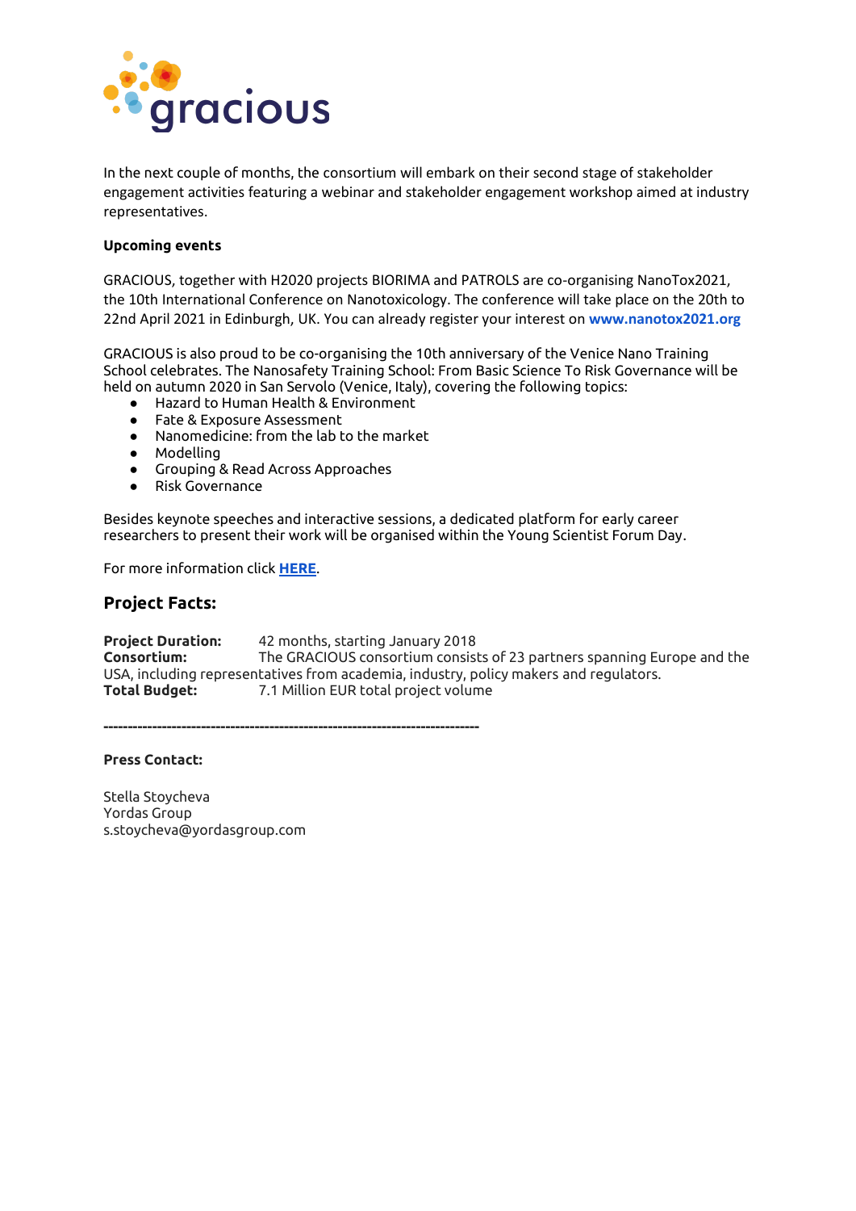In the next couple of months, the consortium will embark on their second stage of stakeholder engagement activities featuring a webinar and stakeholder engagement workshop aimed at industry representatives.

**Upcoming events**

GRACIOUS, together with H2020 projects BIORIMA and PATROLS are co-organising NanoTox2021, the 10th International Conference on Nanotoxicology. The conference will take place on the 20th to 22nd April 2021 in Edinburgh, UK. You can already register your interest on **www.nanotox2021.org**

GRACIOUS is also proud to be co-organising the 10th anniversary of the Venice Nano Training School celebrates. The Nanosafety Training School: From Basic Science To Risk Governance will be held on autumn 2020 in San Servolo (Venice, Italy), covering the following topics:

- Hazard to Human Health & Environment
- Fate & Exposure Assessment
- Nanomedicine: from the lab to the market
- Modelling
- Grouping & Read Across Approaches
- Risk Governance

Besides keynote speeches and interactive sessions, a dedicated platform for early career researchers to present their work will be organised within the Young Scientist Forum Day.

For more information click **HERE**.

## Project Facts:

**Project Duration:** 42 months, starting January 2018
**Consortium:** The GRACIOUS consortium consists of 23 partners spanning Europe and the USA, including representatives from academia, industry, policy makers and regulators.
**Total Budget:** 7.1 Million EUR total project volume

**---------------------------------------------------------------------------**

**Press Contact:**

Stella Stoycheva
Yordas Group
s.stoycheva@yordasgroup.com